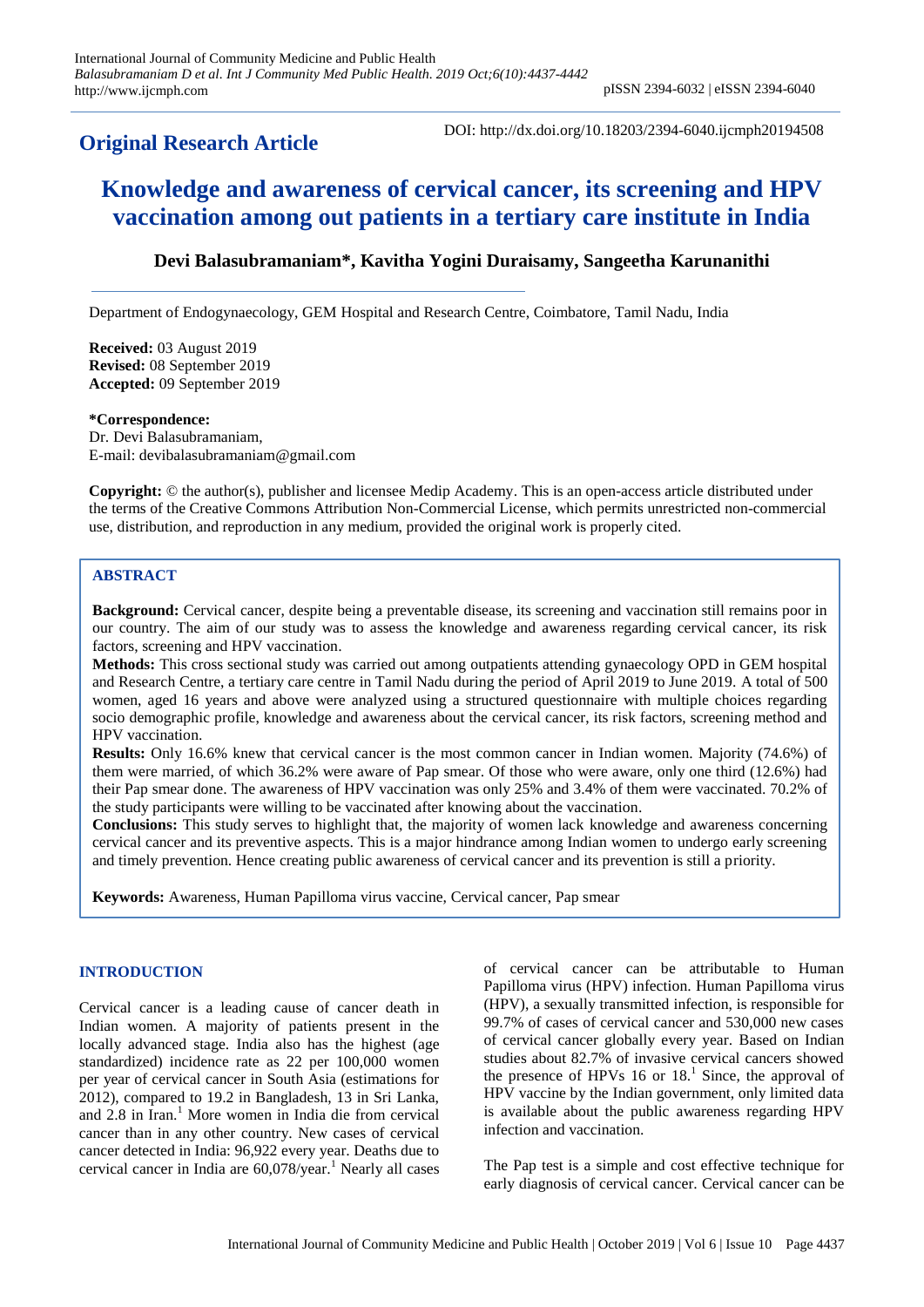**Original Research Article**

DOI: http://dx.doi.org/10.18203/2394-6040.ijcmph20194508

# Knowledge and awareness of cervical cancer, its screening and HPV vaccination among out patients in a tertiary care institute in India

**Devi Balasubramaniam\*, Kavitha Yogini Duraisamy, Sangeetha Karunanithi**

Department of Endogynaecology, GEM Hospital and Research Centre, Coimbatore, Tamil Nadu, India

**Received:** 03 August 2019
**Revised:** 08 September 2019
**Accepted:** 09 September 2019

**\*Correspondence:**
Dr. Devi Balasubramaniam,
E-mail: devibalasubramaniam@gmail.com

**Copyright:** © the author(s), publisher and licensee Medip Academy. This is an open-access article distributed under the terms of the Creative Commons Attribution Non-Commercial License, which permits unrestricted non-commercial use, distribution, and reproduction in any medium, provided the original work is properly cited.

## ABSTRACT

**Background:** Cervical cancer, despite being a preventable disease, its screening and vaccination still remains poor in our country. The aim of our study was to assess the knowledge and awareness regarding cervical cancer, its risk factors, screening and HPV vaccination.

**Methods:** This cross sectional study was carried out among outpatients attending gynaecology OPD in GEM hospital and Research Centre, a tertiary care centre in Tamil Nadu during the period of April 2019 to June 2019. A total of 500 women, aged 16 years and above were analyzed using a structured questionnaire with multiple choices regarding socio demographic profile, knowledge and awareness about the cervical cancer, its risk factors, screening method and HPV vaccination.

**Results:** Only 16.6% knew that cervical cancer is the most common cancer in Indian women. Majority (74.6%) of them were married, of which 36.2% were aware of Pap smear. Of those who were aware, only one third (12.6%) had their Pap smear done. The awareness of HPV vaccination was only 25% and 3.4% of them were vaccinated. 70.2% of the study participants were willing to be vaccinated after knowing about the vaccination.

**Conclusions:** This study serves to highlight that, the majority of women lack knowledge and awareness concerning cervical cancer and its preventive aspects. This is a major hindrance among Indian women to undergo early screening and timely prevention. Hence creating public awareness of cervical cancer and its prevention is still a priority.

**Keywords:** Awareness, Human Papilloma virus vaccine, Cervical cancer, Pap smear

## INTRODUCTION

Cervical cancer is a leading cause of cancer death in Indian women. A majority of patients present in the locally advanced stage. India also has the highest (age standardized) incidence rate as 22 per 100,000 women per year of cervical cancer in South Asia (estimations for 2012), compared to 19.2 in Bangladesh, 13 in Sri Lanka, and 2.8 in Iran.[1] More women in India die from cervical cancer than in any other country. New cases of cervical cancer detected in India: 96,922 every year. Deaths due to cervical cancer in India are 60,078/year.[1] Nearly all cases of cervical cancer can be attributable to Human Papilloma virus (HPV) infection. Human Papilloma virus (HPV), a sexually transmitted infection, is responsible for 99.7% of cases of cervical cancer and 530,000 new cases of cervical cancer globally every year. Based on Indian studies about 82.7% of invasive cervical cancers showed the presence of HPVs 16 or 18.[1] Since, the approval of HPV vaccine by the Indian government, only limited data is available about the public awareness regarding HPV infection and vaccination.

The Pap test is a simple and cost effective technique for early diagnosis of cervical cancer. Cervical cancer can be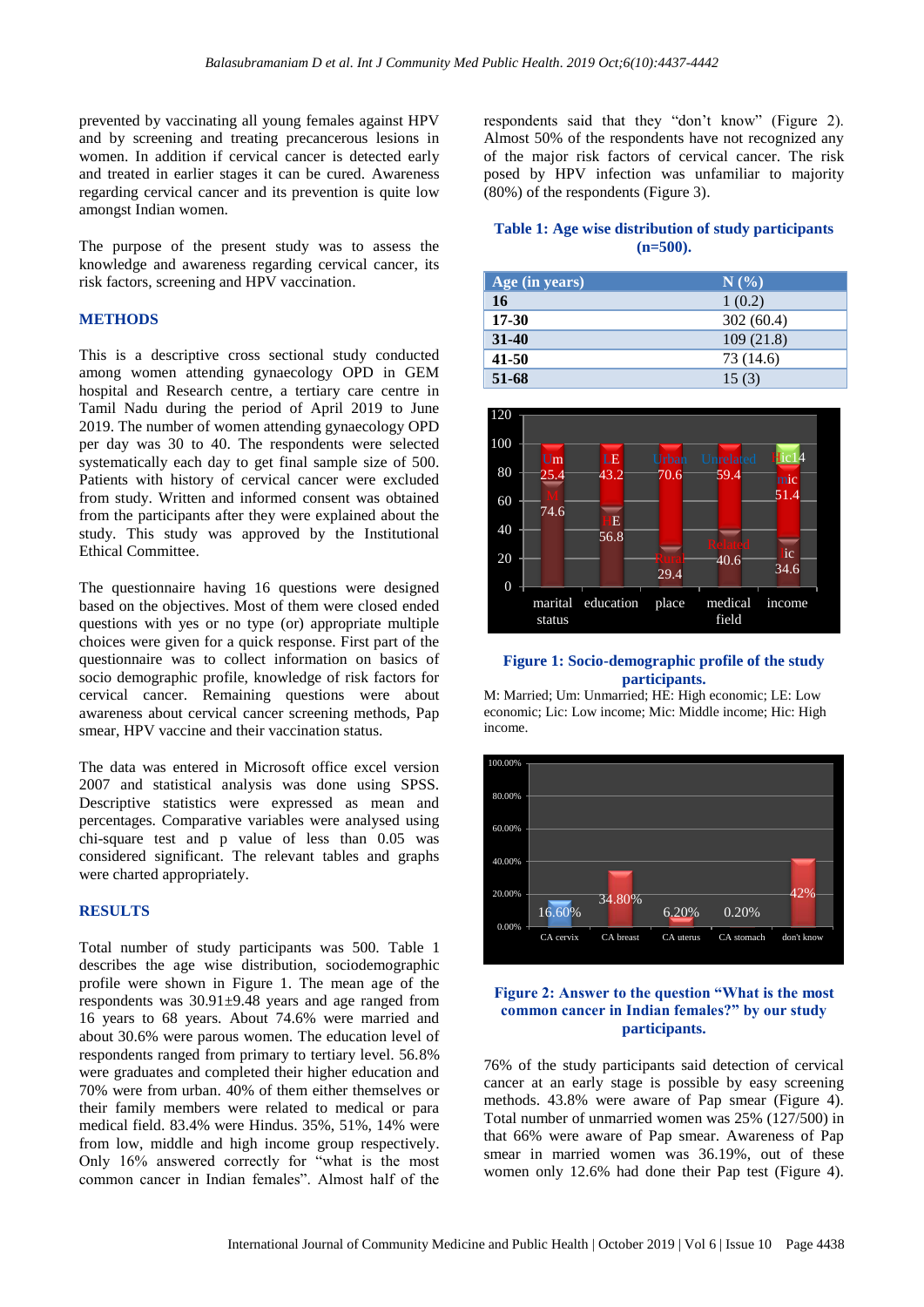prevented by vaccinating all young females against HPV and by screening and treating precancerous lesions in women. In addition if cervical cancer is detected early and treated in earlier stages it can be cured. Awareness regarding cervical cancer and its prevention is quite low amongst Indian women.

The purpose of the present study was to assess the knowledge and awareness regarding cervical cancer, its risk factors, screening and HPV vaccination.

## METHODS

This is a descriptive cross sectional study conducted among women attending gynaecology OPD in GEM hospital and Research centre, a tertiary care centre in Tamil Nadu during the period of April 2019 to June 2019. The number of women attending gynaecology OPD per day was 30 to 40. The respondents were selected systematically each day to get final sample size of 500. Patients with history of cervical cancer were excluded from study. Written and informed consent was obtained from the participants after they were explained about the study. This study was approved by the Institutional Ethical Committee.

The questionnaire having 16 questions were designed based on the objectives. Most of them were closed ended questions with yes or no type (or) appropriate multiple choices were given for a quick response. First part of the questionnaire was to collect information on basics of socio demographic profile, knowledge of risk factors for cervical cancer. Remaining questions were about awareness about cervical cancer screening methods, Pap smear, HPV vaccine and their vaccination status.

The data was entered in Microsoft office excel version 2007 and statistical analysis was done using SPSS. Descriptive statistics were expressed as mean and percentages. Comparative variables were analysed using chi-square test and p value of less than 0.05 was considered significant. The relevant tables and graphs were charted appropriately.

## RESULTS

Total number of study participants was 500. Table 1 describes the age wise distribution, sociodemographic profile were shown in Figure 1. The mean age of the respondents was 30.91±9.48 years and age ranged from 16 years to 68 years. About 74.6% were married and about 30.6% were parous women. The education level of respondents ranged from primary to tertiary level. 56.8% were graduates and completed their higher education and 70% were from urban. 40% of them either themselves or their family members were related to medical or para medical field. 83.4% were Hindus. 35%, 51%, 14% were from low, middle and high income group respectively. Only 16% answered correctly for "what is the most common cancer in Indian females". Almost half of the respondents said that they "don't know" (Figure 2). Almost 50% of the respondents have not recognized any of the major risk factors of cervical cancer. The risk posed by HPV infection was unfamiliar to majority (80%) of the respondents (Figure 3).

**Table 1: Age wise distribution of study participants (n=500).**

| Age (in years) | N (%) |
|---|---|
| **16** | 1 (0.2) |
| **17-30** | 302 (60.4) |
| **31-40** | 109 (21.8) |
| **41-50** | 73 (14.6) |
| **51-68** | 15 (3) |

**Figure 1: Socio-demographic profile of the study participants.**

M: Married; Um: Unmarried; HE: High economic; LE: Low economic; Lic: Low income; Mic: Middle income; Hic: High income.

**Figure 2: Answer to the question "What is the most common cancer in Indian females?" by our study participants.**

76% of the study participants said detection of cervical cancer at an early stage is possible by easy screening methods. 43.8% were aware of Pap smear (Figure 4). Total number of unmarried women was 25% (127/500) in that 66% were aware of Pap smear. Awareness of Pap smear in married women was 36.19%, out of these women only 12.6% had done their Pap test (Figure 4).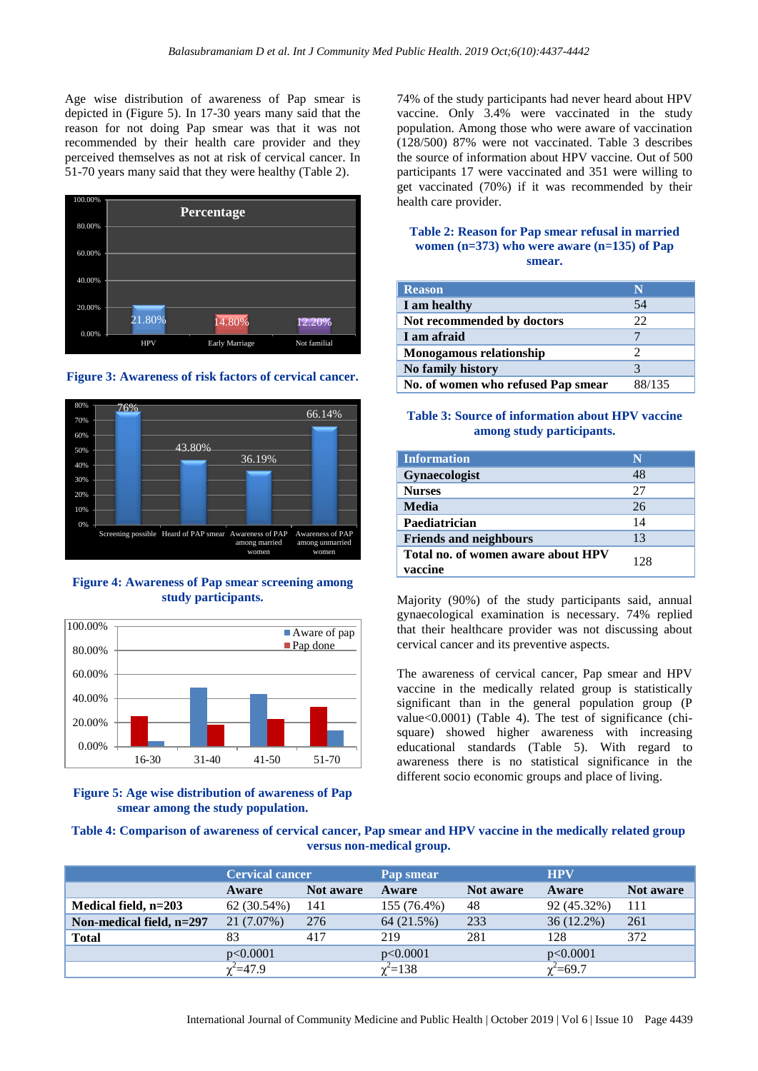Age wise distribution of awareness of Pap smear is depicted in (Figure 5). In 17-30 years many said that the reason for not doing Pap smear was that it was not recommended by their health care provider and they perceived themselves as not at risk of cervical cancer. In 51-70 years many said that they were healthy (Table 2).

**Figure 3: Awareness of risk factors of cervical cancer.**

**Figure 4: Awareness of Pap smear screening among study participants.**

**Figure 5: Age wise distribution of awareness of Pap smear among the study population.**

74% of the study participants had never heard about HPV vaccine. Only 3.4% were vaccinated in the study population. Among those who were aware of vaccination (128/500) 87% were not vaccinated. Table 3 describes the source of information about HPV vaccine. Out of 500 participants 17 were vaccinated and 351 were willing to get vaccinated (70%) if it was recommended by their health care provider.

**Table 2: Reason for Pap smear refusal in married women (n=373) who were aware (n=135) of Pap smear.**

| Reason | N |
|---|---|
| I am healthy | 54 |
| Not recommended by doctors | 22 |
| I am afraid | 7 |
| Monogamous relationship | 2 |
| No family history | 3 |
| No. of women who refused Pap smear | 88/135 |

**Table 3: Source of information about HPV vaccine among study participants.**

| Information | N |
|---|---|
| Gynaecologist | 48 |
| Nurses | 27 |
| Media | 26 |
| Paediatrician | 14 |
| Friends and neighbours | 13 |
| Total no. of women aware about HPV vaccine | 128 |

Majority (90%) of the study participants said, annual gynaecological examination is necessary. 74% replied that their healthcare provider was not discussing about cervical cancer and its preventive aspects.

The awareness of cervical cancer, Pap smear and HPV vaccine in the medically related group is statistically significant than in the general population group (P value<0.0001) (Table 4). The test of significance (chi-square) showed higher awareness with increasing educational standards (Table 5). With regard to awareness there is no statistical significance in the different socio economic groups and place of living.

**Table 4: Comparison of awareness of cervical cancer, Pap smear and HPV vaccine in the medically related group versus non-medical group.**

| | Cervical cancer | | Pap smear | | HPV | |
|---|---|---|---|---|---|---|
| | Aware | Not aware | Aware | Not aware | Aware | Not aware |
| Medical field, n=203 | 62 (30.54%) | 141 | 155 (76.4%) | 48 | 92 (45.32%) | 111 |
| Non-medical field, n=297 | 21 (7.07%) | 276 | 64 (21.5%) | 233 | 36 (12.2%) | 261 |
| Total | 83 | 417 | 219 | 281 | 128 | 372 |
| | $p<0.0001$ | | $p<0.0001$ | | $p<0.0001$ | |
| | $\chi^2=47.9$ | | $\chi^2=138$ | | $\chi^2=69.7$ | |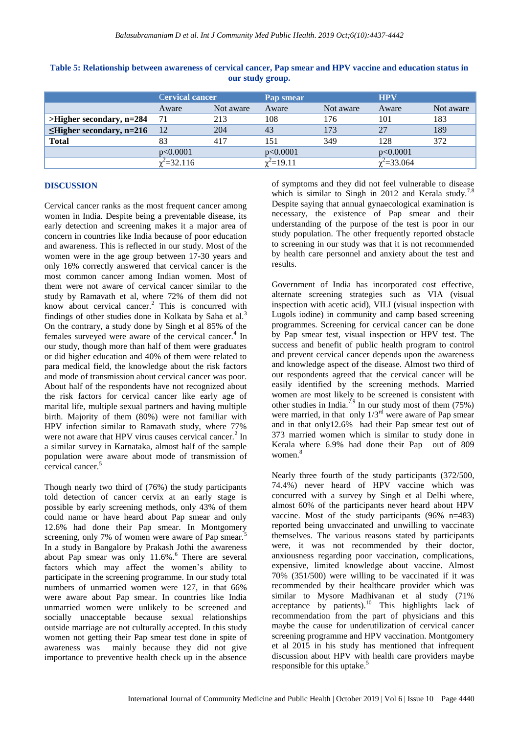**Table 5: Relationship between awareness of cervical cancer, Pap smear and HPV vaccine and education status in our study group.**

| | Cervical cancer | | Pap smear | | HPV | |
|---|---|---|---|---|---|---|
| | Aware | Not aware | Aware | Not aware | Aware | Not aware |
| **>Higher secondary, n=284** | 71 | 213 | 108 | 176 | 101 | 183 |
| **≤Higher secondary, n=216** | 12 | 204 | 43 | 173 | 27 | 189 |
| **Total** | 83 | 417 | 151 | 349 | 128 | 372 |
| | p<0.0001 | | p<0.0001 | | p<0.0001 | |
| | $\chi^2$=32.116 | | $\chi^2$=19.11 | | $\chi^2$=33.064 | |

## DISCUSSION

Cervical cancer ranks as the most frequent cancer among women in India. Despite being a preventable disease, its early detection and screening makes it a major area of concern in countries like India because of poor education and awareness. This is reflected in our study. Most of the women were in the age group between 17-30 years and only 16% correctly answered that cervical cancer is the most common cancer among Indian women. Most of them were not aware of cervical cancer similar to the study by Ramavath et al, where 72% of them did not know about cervical cancer.[2] This is concurred with findings of other studies done in Kolkata by Saha et al.[3] On the contrary, a study done by Singh et al 85% of the females surveyed were aware of the cervical cancer.[4] In our study, though more than half of them were graduates or did higher education and 40% of them were related to para medical field, the knowledge about the risk factors and mode of transmission about cervical cancer was poor. About half of the respondents have not recognized about the risk factors for cervical cancer like early age of marital life, multiple sexual partners and having multiple birth. Majority of them (80%) were not familiar with HPV infection similar to Ramavath study, where 77% were not aware that HPV virus causes cervical cancer.[2] In a similar survey in Karnataka, almost half of the sample population were aware about mode of transmission of cervical cancer.[5]

Though nearly two third of (76%) the study participants told detection of cancer cervix at an early stage is possible by early screening methods, only 43% of them could name or have heard about Pap smear and only 12.6% had done their Pap smear. In Montgomery screening, only 7% of women were aware of Pap smear.[5] In a study in Bangalore by Prakash Jothi the awareness about Pap smear was only 11.6%.[6] There are several factors which may affect the women's ability to participate in the screening programme. In our study total numbers of unmarried women were 127, in that 66% were aware about Pap smear. In countries like India unmarried women were unlikely to be screened and socially unacceptable because sexual relationships outside marriage are not culturally accepted. In this study women not getting their Pap smear test done in spite of awareness was mainly because they did not give importance to preventive health check up in the absence of symptoms and they did not feel vulnerable to disease which is similar to Singh in 2012 and Kerala study.[7,8] Despite saying that annual gynaecological examination is necessary, the existence of Pap smear and their understanding of the purpose of the test is poor in our study population. The other frequently reported obstacle to screening in our study was that it is not recommended by health care personnel and anxiety about the test and results.

Government of India has incorporated cost effective, alternate screening strategies such as VIA (visual inspection with acetic acid), VILI (visual inspection with Lugols iodine) in community and camp based screening programmes. Screening for cervical cancer can be done by Pap smear test, visual inspection or HPV test. The success and benefit of public health program to control and prevent cervical cancer depends upon the awareness and knowledge aspect of the disease. Almost two third of our respondents agreed that the cervical cancer will be easily identified by the screening methods. Married women are most likely to be screened is consistent with other studies in India.[7,9] In our study most of them (75%) were married, in that only 1/3rd were aware of Pap smear and in that only12.6% had their Pap smear test out of 373 married women which is similar to study done in Kerala where 6.9% had done their Pap out of 809 women.[8]

Nearly three fourth of the study participants (372/500, 74.4%) never heard of HPV vaccine which was concurred with a survey by Singh et al Delhi where, almost 60% of the participants never heard about HPV vaccine. Most of the study participants (96% n=483) reported being unvaccinated and unwilling to vaccinate themselves. The various reasons stated by participants were, it was not recommended by their doctor, anxiousness regarding poor vaccination, complications, expensive, limited knowledge about vaccine. Almost 70% (351/500) were willing to be vaccinated if it was recommended by their healthcare provider which was similar to Mysore Madhivanan et al study (71% acceptance by patients).[10] This highlights lack of recommendation from the part of physicians and this maybe the cause for underutilization of cervical cancer screening programme and HPV vaccination. Montgomery et al 2015 in his study has mentioned that infrequent discussion about HPV with health care providers maybe responsible for this uptake.[5]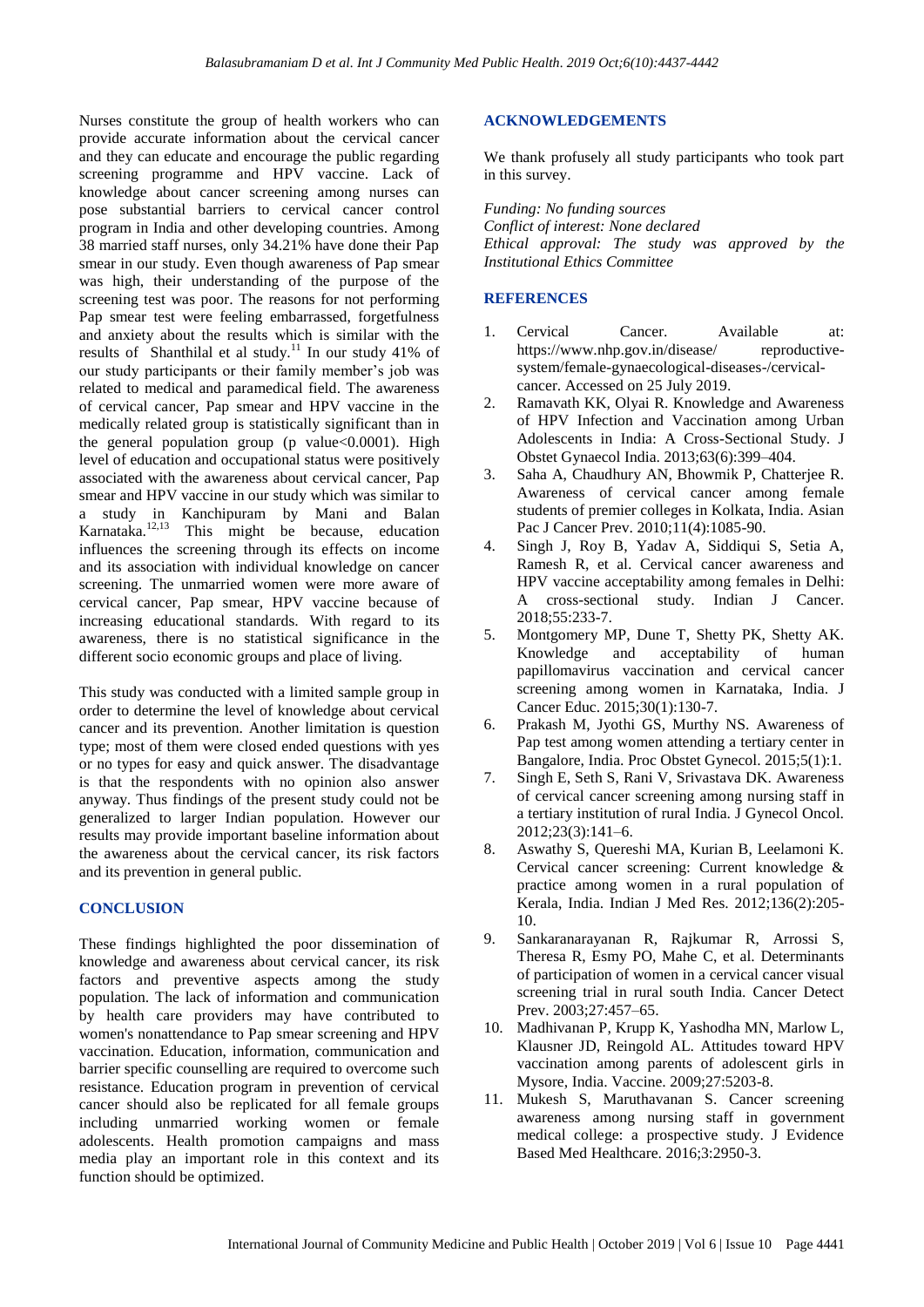Nurses constitute the group of health workers who can provide accurate information about the cervical cancer and they can educate and encourage the public regarding screening programme and HPV vaccine. Lack of knowledge about cancer screening among nurses can pose substantial barriers to cervical cancer control program in India and other developing countries. Among 38 married staff nurses, only 34.21% have done their Pap smear in our study. Even though awareness of Pap smear was high, their understanding of the purpose of the screening test was poor. The reasons for not performing Pap smear test were feeling embarrassed, forgetfulness and anxiety about the results which is similar with the results of Shanthilal et al study.[11] In our study 41% of our study participants or their family member's job was related to medical and paramedical field. The awareness of cervical cancer, Pap smear and HPV vaccine in the medically related group is statistically significant than in the general population group (p value<0.0001). High level of education and occupational status were positively associated with the awareness about cervical cancer, Pap smear and HPV vaccine in our study which was similar to a study in Kanchipuram by Mani and Balan Karnataka.[12,13] This might be because, education influences the screening through its effects on income and its association with individual knowledge on cancer screening. The unmarried women were more aware of cervical cancer, Pap smear, HPV vaccine because of increasing educational standards. With regard to its awareness, there is no statistical significance in the different socio economic groups and place of living.

This study was conducted with a limited sample group in order to determine the level of knowledge about cervical cancer and its prevention. Another limitation is question type; most of them were closed ended questions with yes or no types for easy and quick answer. The disadvantage is that the respondents with no opinion also answer anyway. Thus findings of the present study could not be generalized to larger Indian population. However our results may provide important baseline information about the awareness about the cervical cancer, its risk factors and its prevention in general public.

## CONCLUSION

These findings highlighted the poor dissemination of knowledge and awareness about cervical cancer, its risk factors and preventive aspects among the study population. The lack of information and communication by health care providers may have contributed to women's nonattendance to Pap smear screening and HPV vaccination. Education, information, communication and barrier specific counselling are required to overcome such resistance. Education program in prevention of cervical cancer should also be replicated for all female groups including unmarried working women or female adolescents. Health promotion campaigns and mass media play an important role in this context and its function should be optimized.

## ACKNOWLEDGEMENTS

We thank profusely all study participants who took part in this survey.

*Funding: No funding sources*
*Conflict of interest: None declared*
*Ethical approval: The study was approved by the Institutional Ethics Committee*

## REFERENCES

1. Cervical Cancer. Available at: https://www.nhp.gov.in/disease/ reproductive-system/female-gynaecological-diseases-/cervical-cancer. Accessed on 25 July 2019.
2. Ramavath KK, Olyai R. Knowledge and Awareness of HPV Infection and Vaccination among Urban Adolescents in India: A Cross-Sectional Study. J Obstet Gynaecol India. 2013;63(6):399–404.
3. Saha A, Chaudhury AN, Bhowmik P, Chatterjee R. Awareness of cervical cancer among female students of premier colleges in Kolkata, India. Asian Pac J Cancer Prev. 2010;11(4):1085-90.
4. Singh J, Roy B, Yadav A, Siddiqui S, Setia A, Ramesh R, et al. Cervical cancer awareness and HPV vaccine acceptability among females in Delhi: A cross-sectional study. Indian J Cancer. 2018;55:233-7.
5. Montgomery MP, Dune T, Shetty PK, Shetty AK. Knowledge and acceptability of human papillomavirus vaccination and cervical cancer screening among women in Karnataka, India. J Cancer Educ. 2015;30(1):130-7.
6. Prakash M, Jyothi GS, Murthy NS. Awareness of Pap test among women attending a tertiary center in Bangalore, India. Proc Obstet Gynecol. 2015;5(1):1.
7. Singh E, Seth S, Rani V, Srivastava DK. Awareness of cervical cancer screening among nursing staff in a tertiary institution of rural India. J Gynecol Oncol. 2012;23(3):141–6.
8. Aswathy S, Quereshi MA, Kurian B, Leelamoni K. Cervical cancer screening: Current knowledge & practice among women in a rural population of Kerala, India. Indian J Med Res. 2012;136(2):205-10.
9. Sankaranarayanan R, Rajkumar R, Arrossi S, Theresa R, Esmy PO, Mahe C, et al. Determinants of participation of women in a cervical cancer visual screening trial in rural south India. Cancer Detect Prev. 2003;27:457–65.
10. Madhivanan P, Krupp K, Yashodha MN, Marlow L, Klausner JD, Reingold AL. Attitudes toward HPV vaccination among parents of adolescent girls in Mysore, India. Vaccine. 2009;27:5203-8.
11. Mukesh S, Maruthavanan S. Cancer screening awareness among nursing staff in government medical college: a prospective study. J Evidence Based Med Healthcare. 2016;3:2950-3.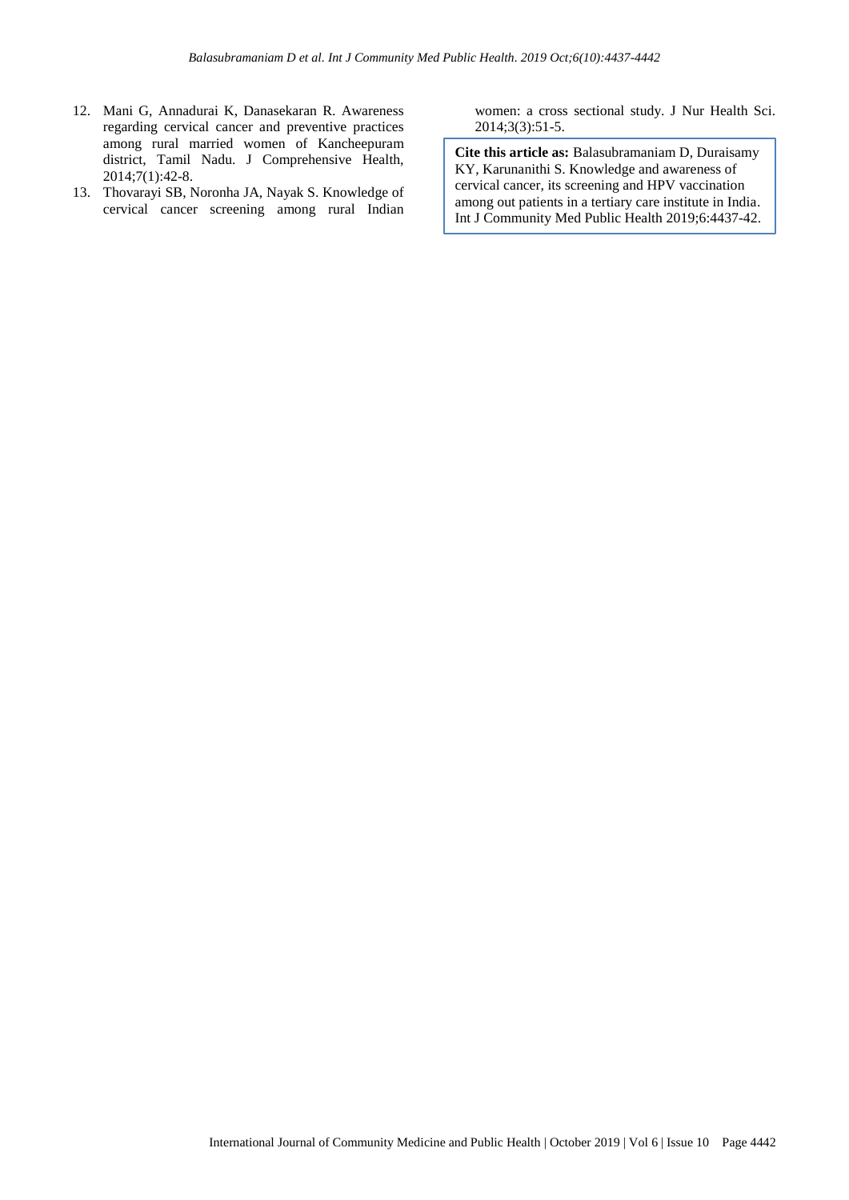12. Mani G, Annadurai K, Danasekaran R. Awareness regarding cervical cancer and preventive practices among rural married women of Kancheepuram district, Tamil Nadu. J Comprehensive Health, 2014;7(1):42-8.
13. Thovarayi SB, Noronha JA, Nayak S. Knowledge of cervical cancer screening among rural Indian women: a cross sectional study. J Nur Health Sci. 2014;3(3):51-5.

**Cite this article as:** Balasubramaniam D, Duraisamy KY, Karunanithi S. Knowledge and awareness of cervical cancer, its screening and HPV vaccination among out patients in a tertiary care institute in India. Int J Community Med Public Health 2019;6:4437-42.